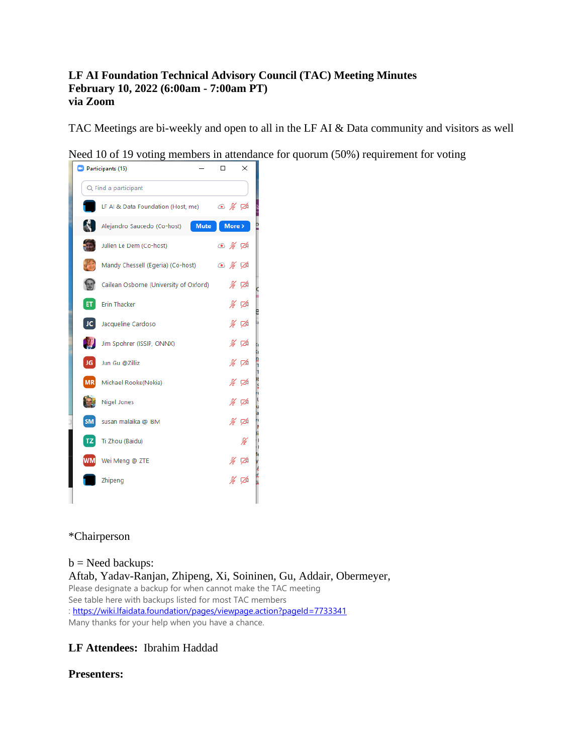**LF AI Foundation Technical Advisory Council (TAC) Meeting Minutes**
**February 10, 2022 (6:00am - 7:00am PT)**
**via Zoom**

TAC Meetings are bi-weekly and open to all in the LF AI & Data community and visitors as well

Need 10 of 19 voting members in attendance for quorum (50%) requirement for voting

Participants (15)

- LF AI & Data Foundation (Host, me)
- Alejandro Saucedo (Co-host)
- Julien Le Dem (Co-host)
- Mandy Chessell (Egeria) (Co-host)
- Cailean Osborne (University of Oxford)
- Erin Thacker
- Jacqueline Cardoso
- Jim Spohrer (ISSIP, ONNX)
- Jun Gu @Zilliz
- Michael Rooke(Nokia)
- Nigel Jones
- susan malaika @ IBM
- Ti Zhou (Baidu)
- Wei Meng @ ZTE
- Zhipeng

*Chairperson

b = Need backups:
Aftab, Yadav-Ranjan, Zhipeng, Xi, Soininen, Gu, Addair, Obermeyer,
Please designate a backup for when cannot make the TAC meeting
See table here with backups listed for most TAC members
: https://wiki.lfaidata.foundation/pages/viewpage.action?pageId=7733341
Many thanks for your help when you have a chance.

**LF Attendees:** Ibrahim Haddad

**Presenters:**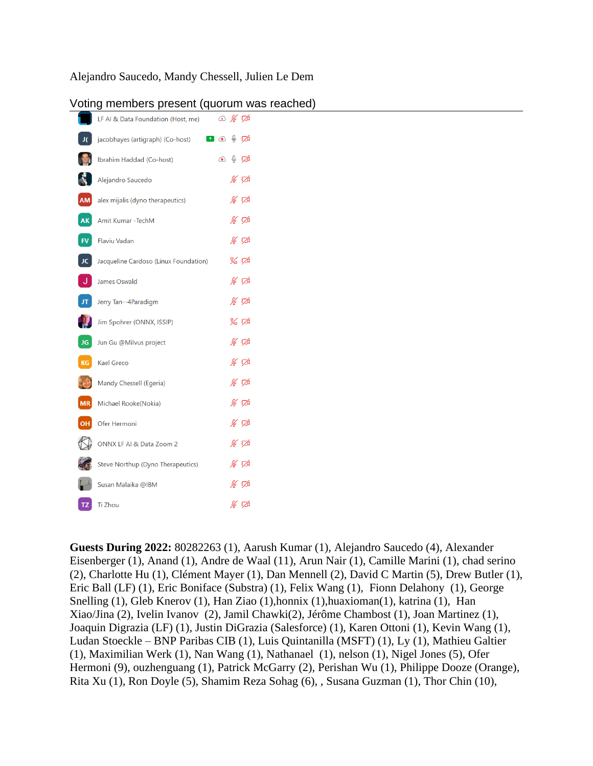Alejandro Saucedo, Mandy Chessell, Julien Le Dem

## Voting members present (quorum was reached)

- LF AI & Data Foundation (Host, me)
- jacobhayes (artigraph) (Co-host)
- Ibrahim Haddad (Co-host)
- Alejandro Saucedo
- alex mijalis (dyno therapeutics)
- Amit Kumar -TechM
- Flaviu Vadan
- Jacqueline Cardoso (Linux Foundation)
- James Oswald
- Jerry Tan--4Paradigm
- Jim Spohrer (ONNX, ISSIP)
- Jun Gu @Milvus project
- Kael Greco
- Mandy Chessell (Egeria)
- Michael Rooke(Nokia)
- Ofer Hermoni
- ONNX LF AI & Data Zoom 2
- Steve Northup (Dyno Therapeutics)
- Susan Malaika @IBM
- Ti Zhou

**Guests During 2022:** 80282263 (1), Aarush Kumar (1), Alejandro Saucedo (4), Alexander Eisenberger (1), Anand (1), Andre de Waal (11), Arun Nair (1), Camille Marini (1), chad serino (2), Charlotte Hu (1), Clément Mayer (1), Dan Mennell (2), David C Martin (5), Drew Butler (1), Eric Ball (LF) (1), Eric Boniface (Substra) (1), Felix Wang (1), Fionn Delahony (1), George Snelling (1), Gleb Knerov (1), Han Ziao (1),honnix (1),huaxioman(1), katrina (1), Han Xiao/Jina (2), Ivelin Ivanov (2), Jamil Chawki(2), Jérôme Chambost (1), Joan Martinez (1), Joaquin Digrazia (LF) (1), Justin DiGrazia (Salesforce) (1), Karen Ottoni (1), Kevin Wang (1), Ludan Stoeckle – BNP Paribas CIB (1), Luis Quintanilla (MSFT) (1), Ly (1), Mathieu Galtier (1), Maximilian Werk (1), Nan Wang (1), Nathanael (1), nelson (1), Nigel Jones (5), Ofer Hermoni (9), ouzhenguang (1), Patrick McGarry (2), Perishan Wu (1), Philippe Dooze (Orange), Rita Xu (1), Ron Doyle (5), Shamim Reza Sohag (6), , Susana Guzman (1), Thor Chin (10),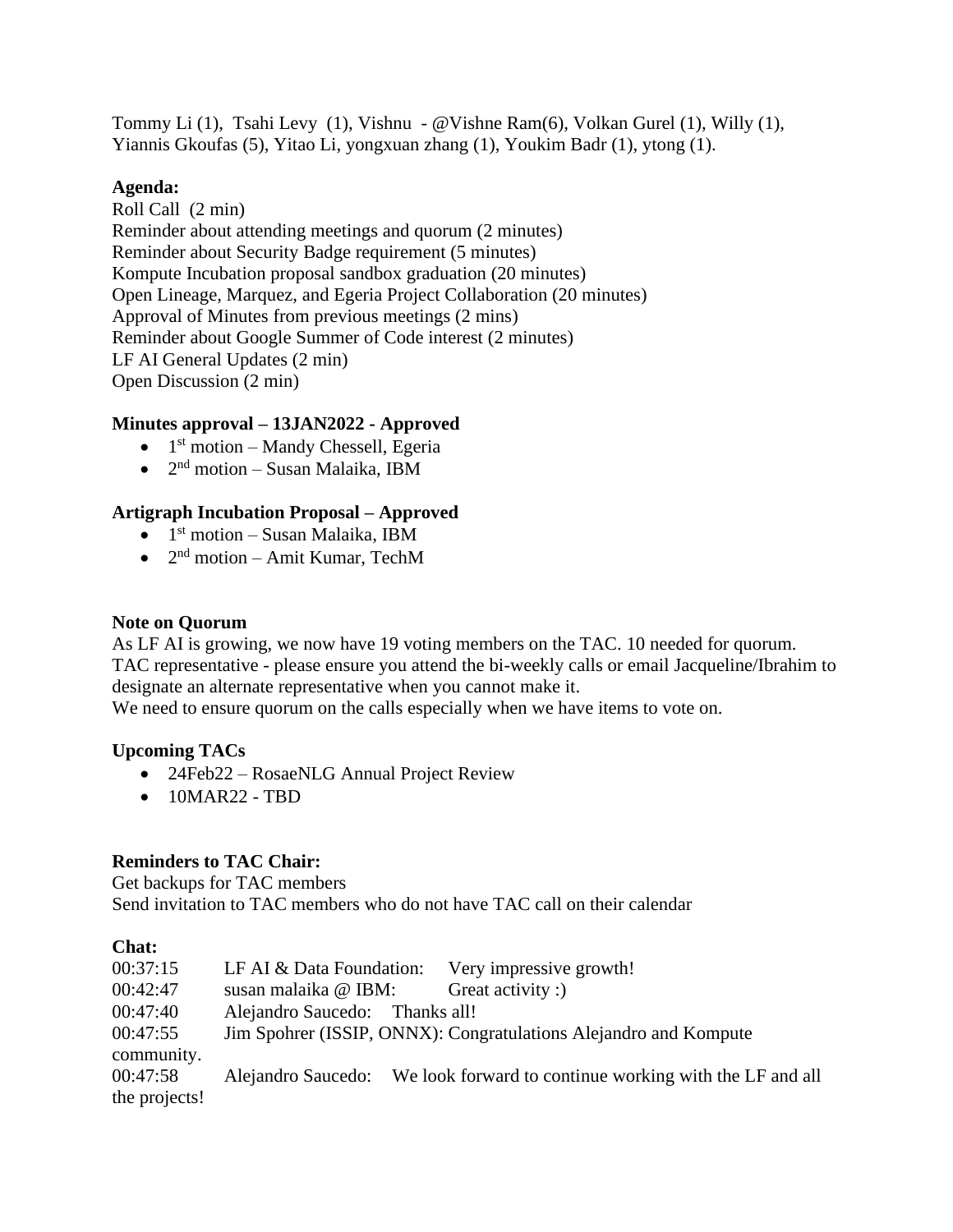Tommy Li (1), Tsahi Levy (1), Vishnu - @Vishne Ram(6), Volkan Gurel (1), Willy (1), Yiannis Gkoufas (5), Yitao Li, yongxuan zhang (1), Youkim Badr (1), ytong (1).

**Agenda:**
Roll Call (2 min)
Reminder about attending meetings and quorum (2 minutes)
Reminder about Security Badge requirement (5 minutes)
Kompute Incubation proposal sandbox graduation (20 minutes)
Open Lineage, Marquez, and Egeria Project Collaboration (20 minutes)
Approval of Minutes from previous meetings (2 mins)
Reminder about Google Summer of Code interest (2 minutes)
LF AI General Updates (2 min)
Open Discussion (2 min)

**Minutes approval – 13JAN2022 - Approved**

- 1st motion – Mandy Chessell, Egeria
- 2nd motion – Susan Malaika, IBM

**Artigraph Incubation Proposal – Approved**

- 1st motion – Susan Malaika, IBM
- 2nd motion – Amit Kumar, TechM

**Note on Quorum**
As LF AI is growing, we now have 19 voting members on the TAC. 10 needed for quorum.
TAC representative - please ensure you attend the bi-weekly calls or email Jacqueline/Ibrahim to designate an alternate representative when you cannot make it.
We need to ensure quorum on the calls especially when we have items to vote on.

**Upcoming TACs**

- 24Feb22 – RosaeNLG Annual Project Review
- 10MAR22 - TBD

**Reminders to TAC Chair:**
Get backups for TAC members
Send invitation to TAC members who do not have TAC call on their calendar

**Chat:**
00:37:15 LF AI & Data Foundation: Very impressive growth!
00:42:47 susan malaika @ IBM: Great activity :)
00:47:40 Alejandro Saucedo: Thanks all!
00:47:55 Jim Spohrer (ISSIP, ONNX): Congratulations Alejandro and Kompute community.
00:47:58 Alejandro Saucedo: We look forward to continue working with the LF and all the projects!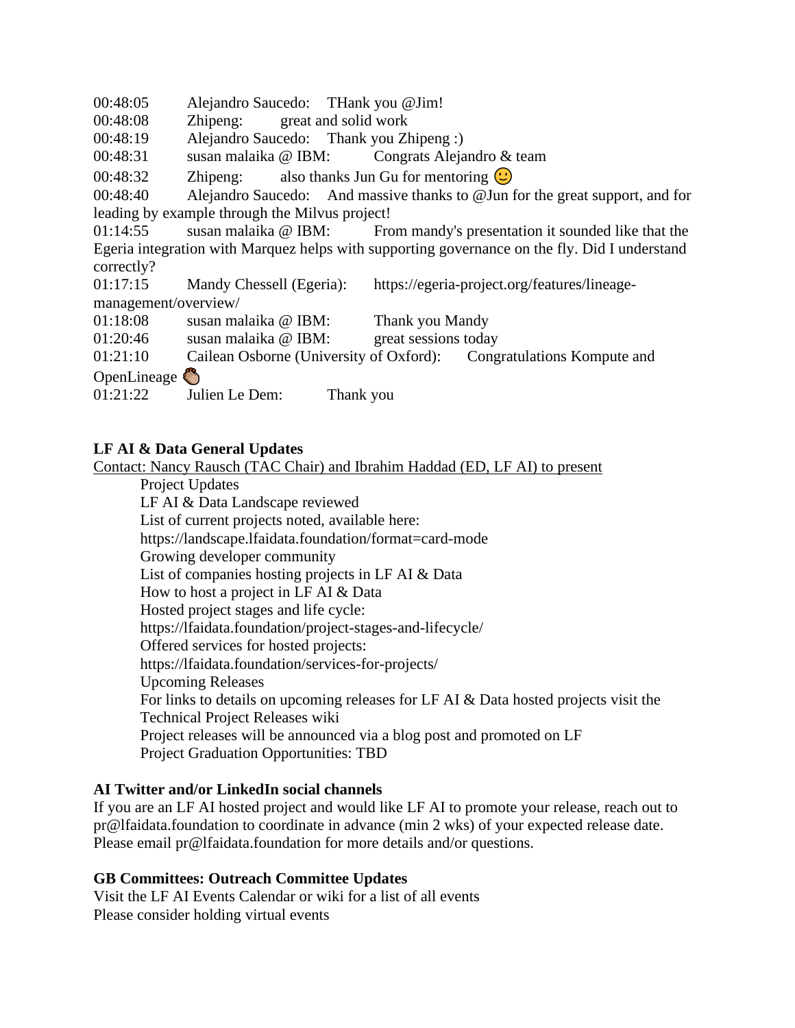00:48:05 Alejandro Saucedo: THank you @Jim!
00:48:08 Zhipeng: great and solid work
00:48:19 Alejandro Saucedo: Thank you Zhipeng :)
00:48:31 susan malaika @ IBM: Congrats Alejandro & team
00:48:32 Zhipeng: also thanks Jun Gu for mentoring 🙂
00:48:40 Alejandro Saucedo: And massive thanks to @Jun for the great support, and for leading by example through the Milvus project!
01:14:55 susan malaika @ IBM: From mandy's presentation it sounded like that the Egeria integration with Marquez helps with supporting governance on the fly. Did I understand correctly?
01:17:15 Mandy Chessell (Egeria): https://egeria-project.org/features/lineage-management/overview/
01:18:08 susan malaika @ IBM: Thank you Mandy
01:20:46 susan malaika @ IBM: great sessions today
01:21:10 Cailean Osborne (University of Oxford): Congratulations Kompute and OpenLineage 👏
01:21:22 Julien Le Dem: Thank you

**LF AI & Data General Updates**

Contact: Nancy Rausch (TAC Chair) and Ibrahim Haddad (ED, LF AI) to present

- Project Updates
- LF AI & Data Landscape reviewed
- List of current projects noted, available here: https://landscape.lfaidata.foundation/format=card-mode
- Growing developer community
- List of companies hosting projects in LF AI & Data
- How to host a project in LF AI & Data
- Hosted project stages and life cycle: https://lfaidata.foundation/project-stages-and-lifecycle/
- Offered services for hosted projects: https://lfaidata.foundation/services-for-projects/
- Upcoming Releases
- For links to details on upcoming releases for LF AI & Data hosted projects visit the Technical Project Releases wiki
- Project releases will be announced via a blog post and promoted on LF
- Project Graduation Opportunities: TBD

**AI Twitter and/or LinkedIn social channels**

If you are an LF AI hosted project and would like LF AI to promote your release, reach out to pr@lfaidata.foundation to coordinate in advance (min 2 wks) of your expected release date. Please email pr@lfaidata.foundation for more details and/or questions.

**GB Committees: Outreach Committee Updates**

Visit the LF AI Events Calendar or wiki for a list of all events
Please consider holding virtual events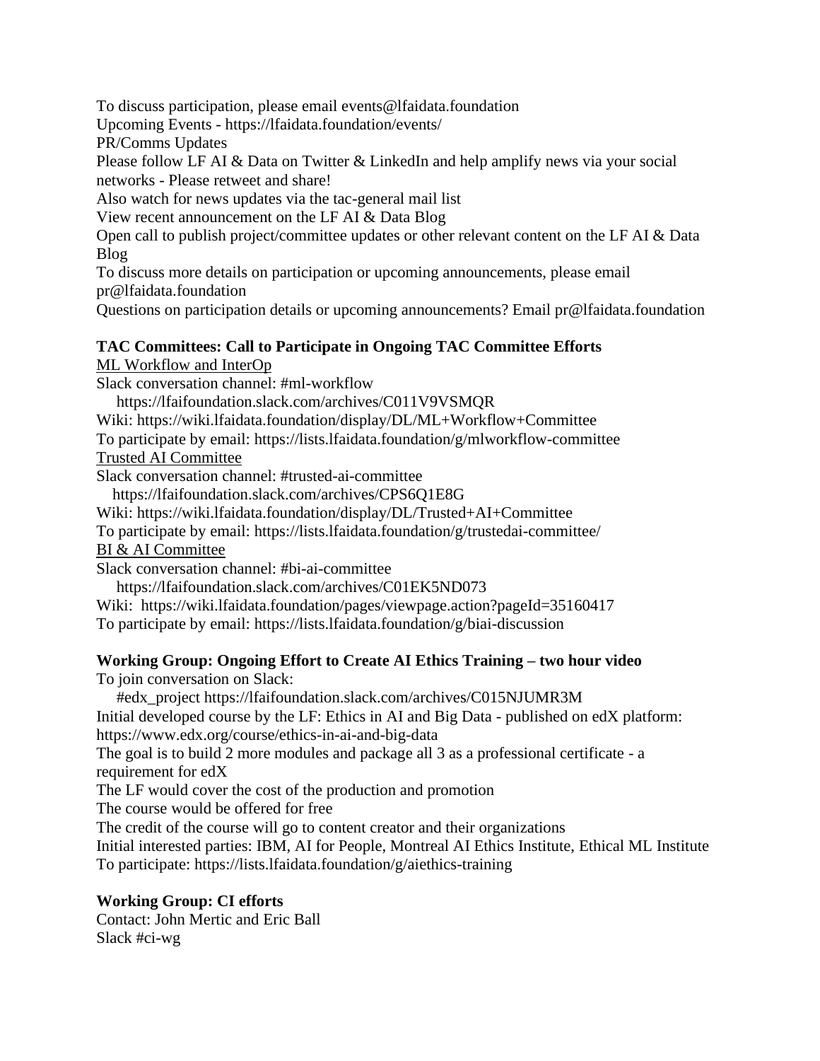To discuss participation, please email events@lfaidata.foundation

Upcoming Events - https://lfaidata.foundation/events/

PR/Comms Updates

Please follow LF AI & Data on Twitter & LinkedIn and help amplify news via your social networks - Please retweet and share!

Also watch for news updates via the tac-general mail list

View recent announcement on the LF AI & Data Blog

Open call to publish project/committee updates or other relevant content on the LF AI & Data Blog

To discuss more details on participation or upcoming announcements, please email pr@lfaidata.foundation

Questions on participation details or upcoming announcements? Email pr@lfaidata.foundation

**TAC Committees: Call to Participate in Ongoing TAC Committee Efforts**

ML Workflow and InterOp

Slack conversation channel: #ml-workflow

https://lfaifoundation.slack.com/archives/C011V9VSMQR

Wiki: https://wiki.lfaidata.foundation/display/DL/ML+Workflow+Committee

To participate by email: https://lists.lfaidata.foundation/g/mlworkflow-committee

Trusted AI Committee

Slack conversation channel: #trusted-ai-committee

https://lfaifoundation.slack.com/archives/CPS6Q1E8G

Wiki: https://wiki.lfaidata.foundation/display/DL/Trusted+AI+Committee

To participate by email: https://lists.lfaidata.foundation/g/trustedai-committee/

BI & AI Committee

Slack conversation channel: #bi-ai-committee

https://lfaifoundation.slack.com/archives/C01EK5ND073

Wiki: https://wiki.lfaidata.foundation/pages/viewpage.action?pageId=35160417

To participate by email: https://lists.lfaidata.foundation/g/biai-discussion

**Working Group: Ongoing Effort to Create AI Ethics Training – two hour video**

To join conversation on Slack:

#edx_project https://lfaifoundation.slack.com/archives/C015NJUMR3M

Initial developed course by the LF: Ethics in AI and Big Data - published on edX platform: https://www.edx.org/course/ethics-in-ai-and-big-data

The goal is to build 2 more modules and package all 3 as a professional certificate - a requirement for edX

The LF would cover the cost of the production and promotion

The course would be offered for free

The credit of the course will go to content creator and their organizations

Initial interested parties: IBM, AI for People, Montreal AI Ethics Institute, Ethical ML Institute

To participate: https://lists.lfaidata.foundation/g/aiethics-training

**Working Group: CI efforts**

Contact: John Mertic and Eric Ball

Slack #ci-wg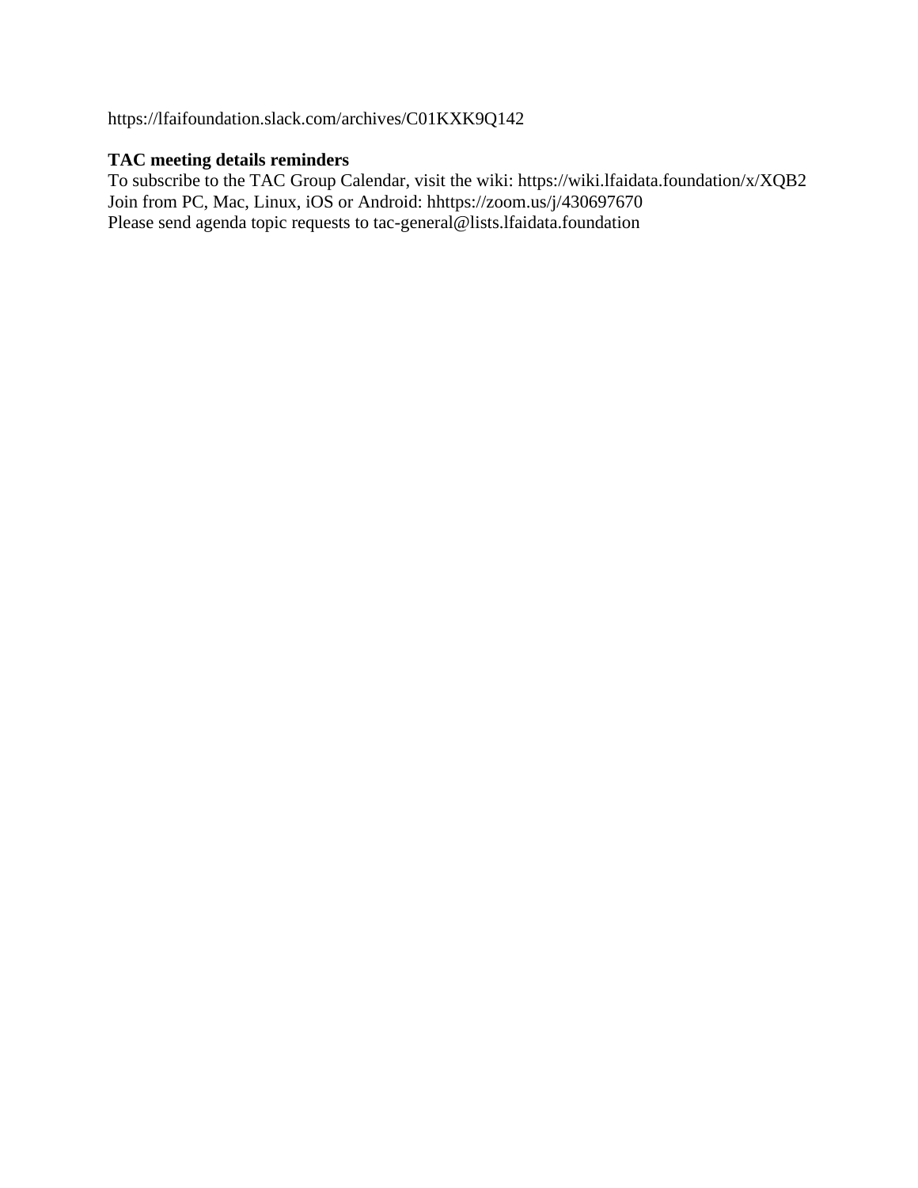https://lfaifoundation.slack.com/archives/C01KXK9Q142

**TAC meeting details reminders**
To subscribe to the TAC Group Calendar, visit the wiki: https://wiki.lfaidata.foundation/x/XQB2
Join from PC, Mac, Linux, iOS or Android: hhttps://zoom.us/j/430697670
Please send agenda topic requests to tac-general@lists.lfaidata.foundation